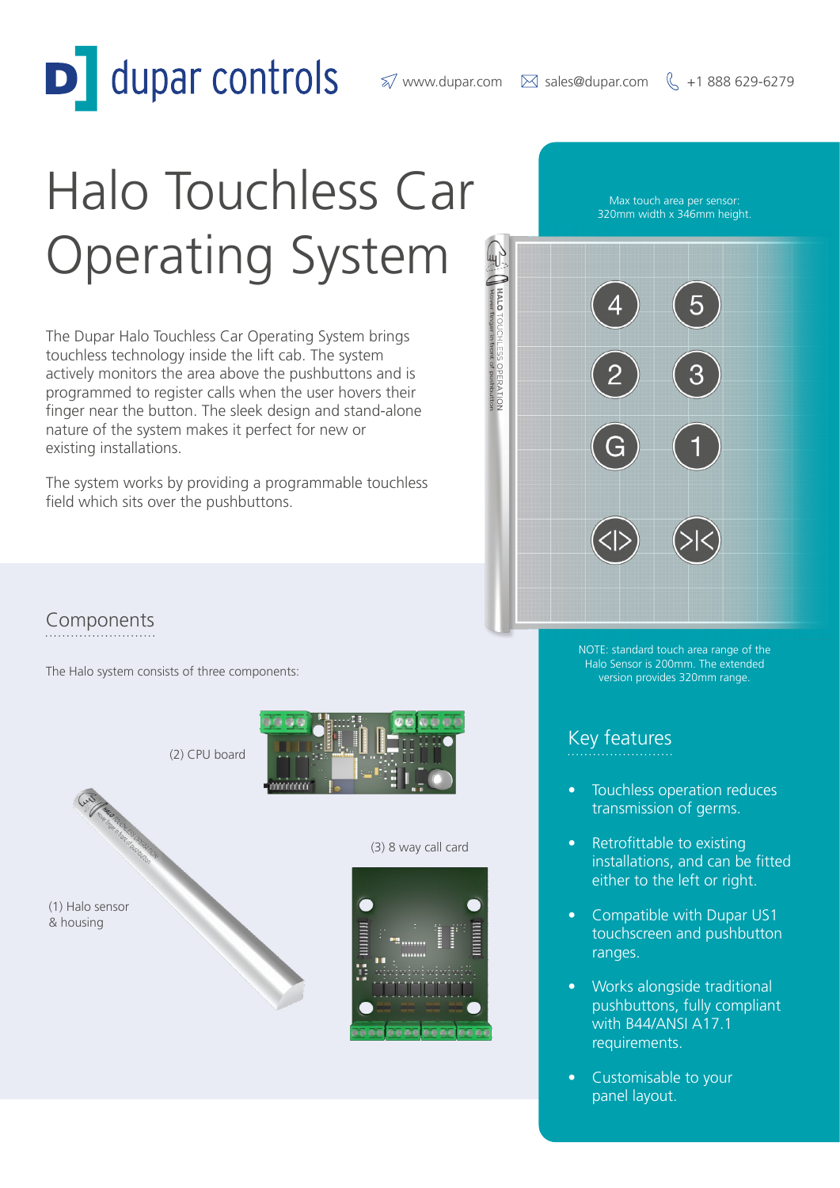dupar controls

www.dupar.com sales@dupar.com +1 888 629-6279

# Halo Touchless Car Operating System

The Dupar Halo Touchless Car Operating System brings touchless technology inside the lift cab. The system actively monitors the area above the pushbuttons and is programmed to register calls when the user hovers their finger near the button. The sleek design and stand-alone nature of the system makes it perfect for new or existing installations.

The system works by providing a programmable touchless field which sits over the pushbuttons.

Max touch area per sensor: 320mm width x 346mm height.

NOTE: standard touch area range of the Halo Sensor is 200mm. The extended version provides 320mm range.

## Components

The Halo system consists of three components:

(1) Halo sensor & housing

(2) CPU board

(3) 8 way call card

## Key features

- Touchless operation reduces transmission of germs.
- Retrofittable to existing installations, and can be fitted either to the left or right.
- Compatible with Dupar US1 touchscreen and pushbutton ranges.
- Works alongside traditional pushbuttons, fully compliant with B44/ANSI A17.1 requirements.
- Customisable to your panel layout.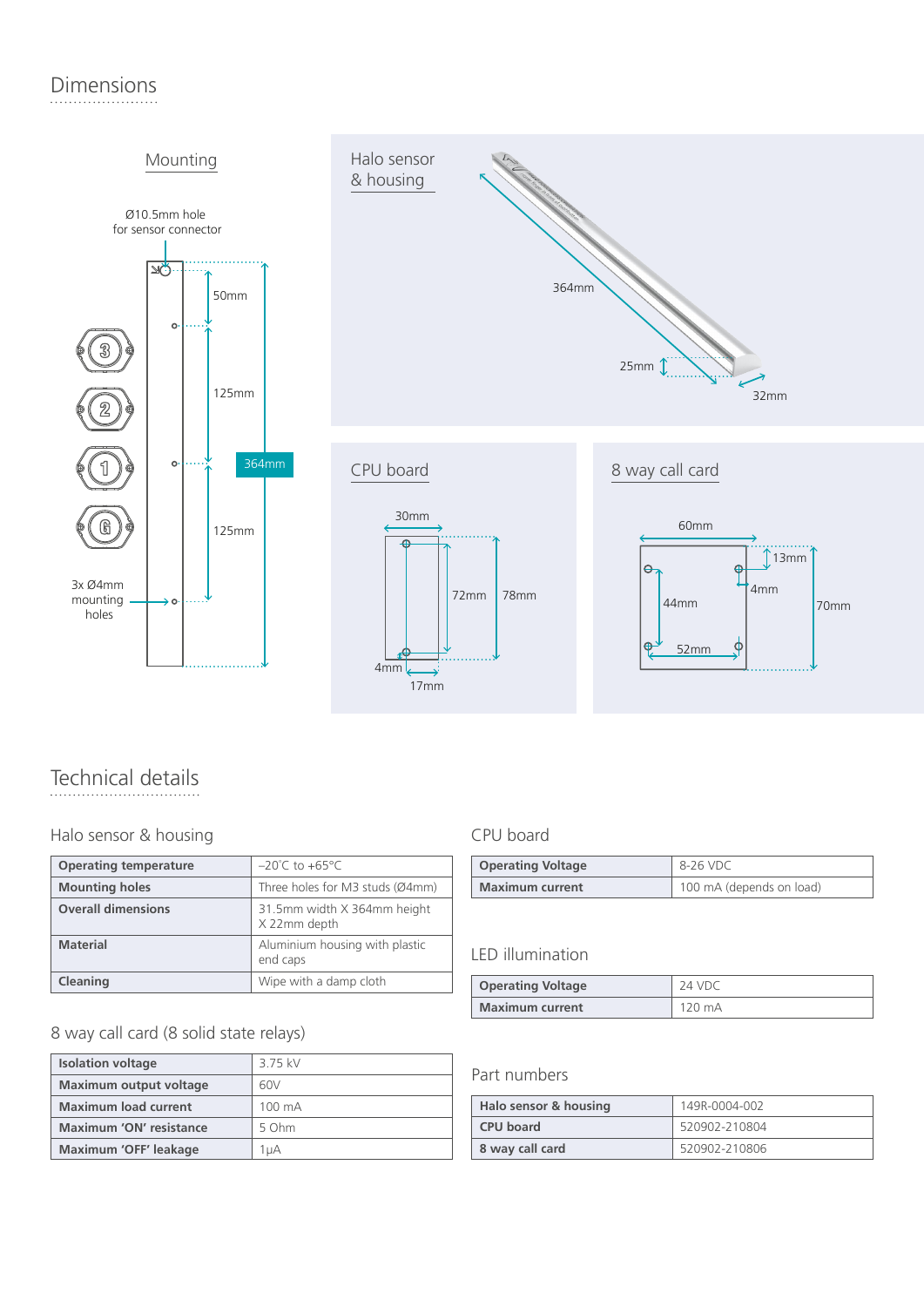# Dimensions

## Mounting

Ø10.5mm hole for sensor connector

50mm

125mm

125mm

364mm

3x Ø4mm mounting holes

## Halo sensor & housing

364mm

25mm

32mm

## CPU board

30mm

72mm

78mm

4mm

17mm

## 8 way call card

60mm

13mm

4mm

44mm

70mm

52mm

# Technical details

## Halo sensor & housing

| | |
|---|---|
| **Operating temperature** | –20˚C to +65°C |
| **Mounting holes** | Three holes for M3 studs (Ø4mm) |
| **Overall dimensions** | 31.5mm width X 364mm height X 22mm depth |
| **Material** | Aluminium housing with plastic end caps |
| **Cleaning** | Wipe with a damp cloth |

## 8 way call card (8 solid state relays)

| | |
|---|---|
| **Isolation voltage** | 3.75 kV |
| **Maximum output voltage** | 60V |
| **Maximum load current** | 100 mA |
| **Maximum 'ON' resistance** | 5 Ohm |
| **Maximum 'OFF' leakage** | 1μA |

## CPU board

| | |
|---|---|
| **Operating Voltage** | 8-26 VDC |
| **Maximum current** | 100 mA (depends on load) |

## LED illumination

| | |
|---|---|
| **Operating Voltage** | 24 VDC |
| **Maximum current** | 120 mA |

## Part numbers

| | |
|---|---|
| **Halo sensor & housing** | 149R-0004-002 |
| **CPU board** | 520902-210804 |
| **8 way call card** | 520902-210806 |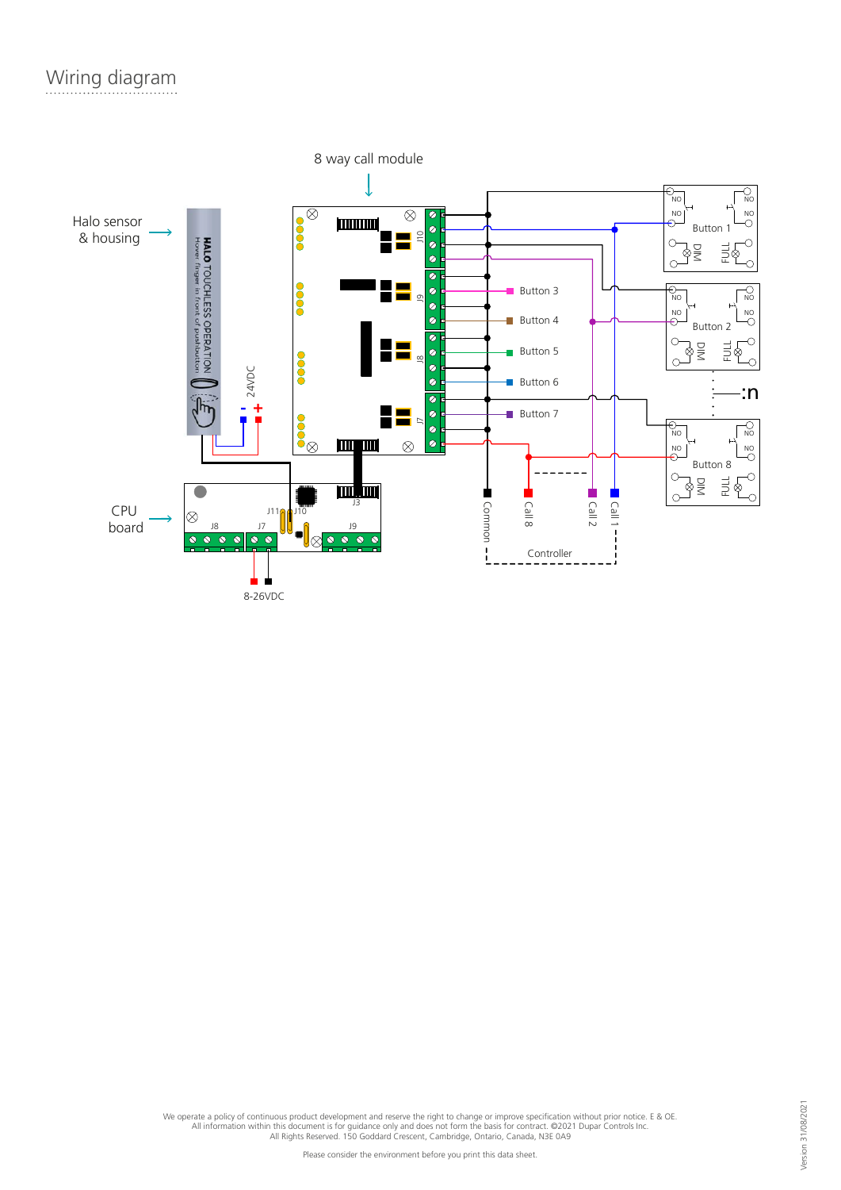## Wiring diagram

8 way call module

Halo sensor & housing

HALO TOUCHLESS OPERATION
Hover finger in front of pushbutton

24VDC

- +

J10
J9
J8
J7

Button 1
Button 2
Button 3
Button 4
Button 5
Button 6
Button 7
Button 8

NO
NO
DIM
FULL

:n

CPU board

J11
J10
J8
J7
J9
J3

8-26VDC

Common
Call 8
Call 2
Call 1

Controller

We operate a policy of continuous product development and reserve the right to change or improve specification without prior notice. E & OE.
All information within this document is for guidance only and does not form the basis for contract. ©2021 Dupar Controls Inc.
All Rights Reserved. 150 Goddard Crescent, Cambridge, Ontario, Canada, N3E 0A9

Please consider the environment before you print this data sheet.

Version 31/08/2021